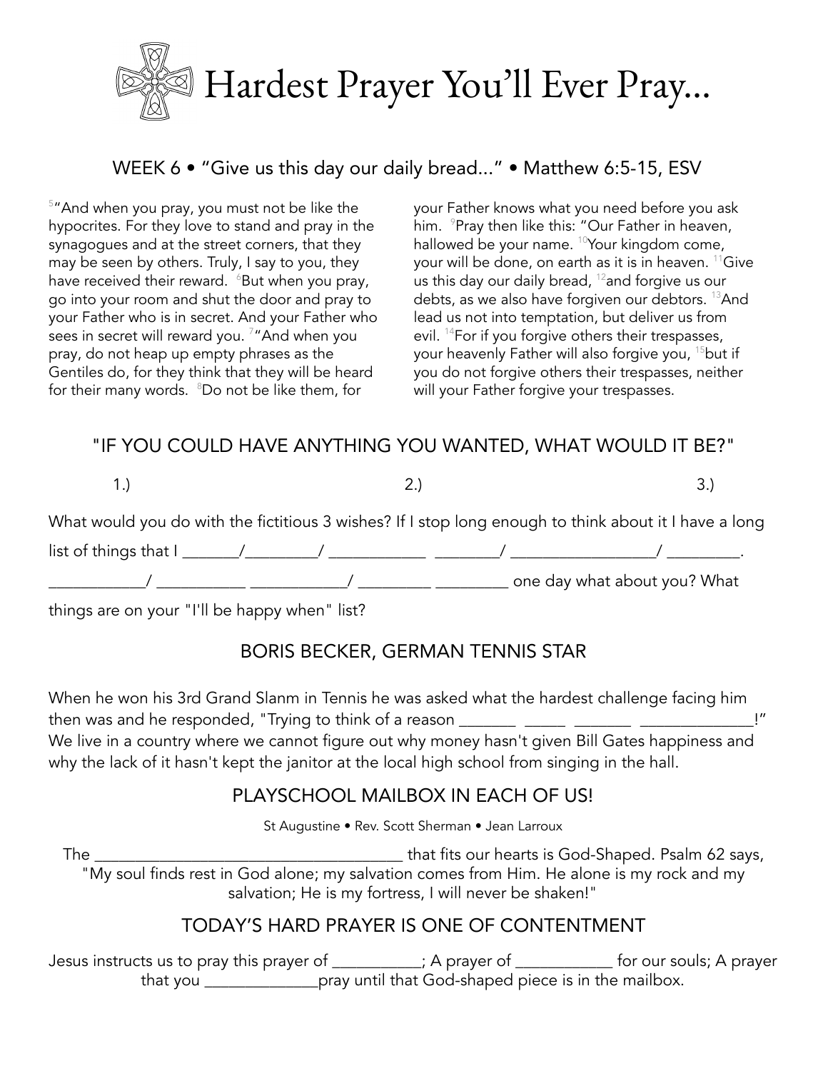# Hardest Prayer You'll Ever Pray...

## WEEK 6 • "Give us this day our daily bread..." • Matthew 6:5-15, ESV

[5]"And when you pray, you must not be like the hypocrites. For they love to stand and pray in the synagogues and at the street corners, that they may be seen by others. Truly, I say to you, they have received their reward. [6]But when you pray, go into your room and shut the door and pray to your Father who is in secret. And your Father who sees in secret will reward you. [7]"And when you pray, do not heap up empty phrases as the Gentiles do, for they think that they will be heard for their many words. [8]Do not be like them, for your Father knows what you need before you ask him. [9]Pray then like this: "Our Father in heaven, hallowed be your name. [10]Your kingdom come, your will be done, on earth as it is in heaven. [11]Give us this day our daily bread, [12]and forgive us our debts, as we also have forgiven our debtors. [13]And lead us not into temptation, but deliver us from evil. [14]For if you forgive others their trespasses, your heavenly Father will also forgive you, [15]but if you do not forgive others their trespasses, neither will your Father forgive your trespasses.

## "IF YOU COULD HAVE ANYTHING YOU WANTED, WHAT WOULD IT BE?"

1.) 2.) 3.)

What would you do with the fictitious 3 wishes? If I stop long enough to think about it I have a long list of things that I _______/_________/ ____________ ________/ __________________/ _________. ____________/ ___________ ____________/ _________ _________ one day what about you? What things are on your "I'll be happy when" list?

## BORIS BECKER, GERMAN TENNIS STAR

When he won his 3rd Grand Slanm in Tennis he was asked what the hardest challenge facing him then was and he responded, "Trying to think of a reason _______ _____ _______ ______________!" We live in a country where we cannot figure out why money hasn't given Bill Gates happiness and why the lack of it hasn't kept the janitor at the local high school from singing in the hall.

## PLAYSCHOOL MAILBOX IN EACH OF US!

St Augustine • Rev. Scott Sherman • Jean Larroux

The ______________________________________ that fits our hearts is God-Shaped. Psalm 62 says, "My soul finds rest in God alone; my salvation comes from Him. He alone is my rock and my salvation; He is my fortress, I will never be shaken!"

## TODAY'S HARD PRAYER IS ONE OF CONTENTMENT

Jesus instructs us to pray this prayer of ___________; A prayer of ____________ for our souls; A prayer that you ______________pray until that God-shaped piece is in the mailbox.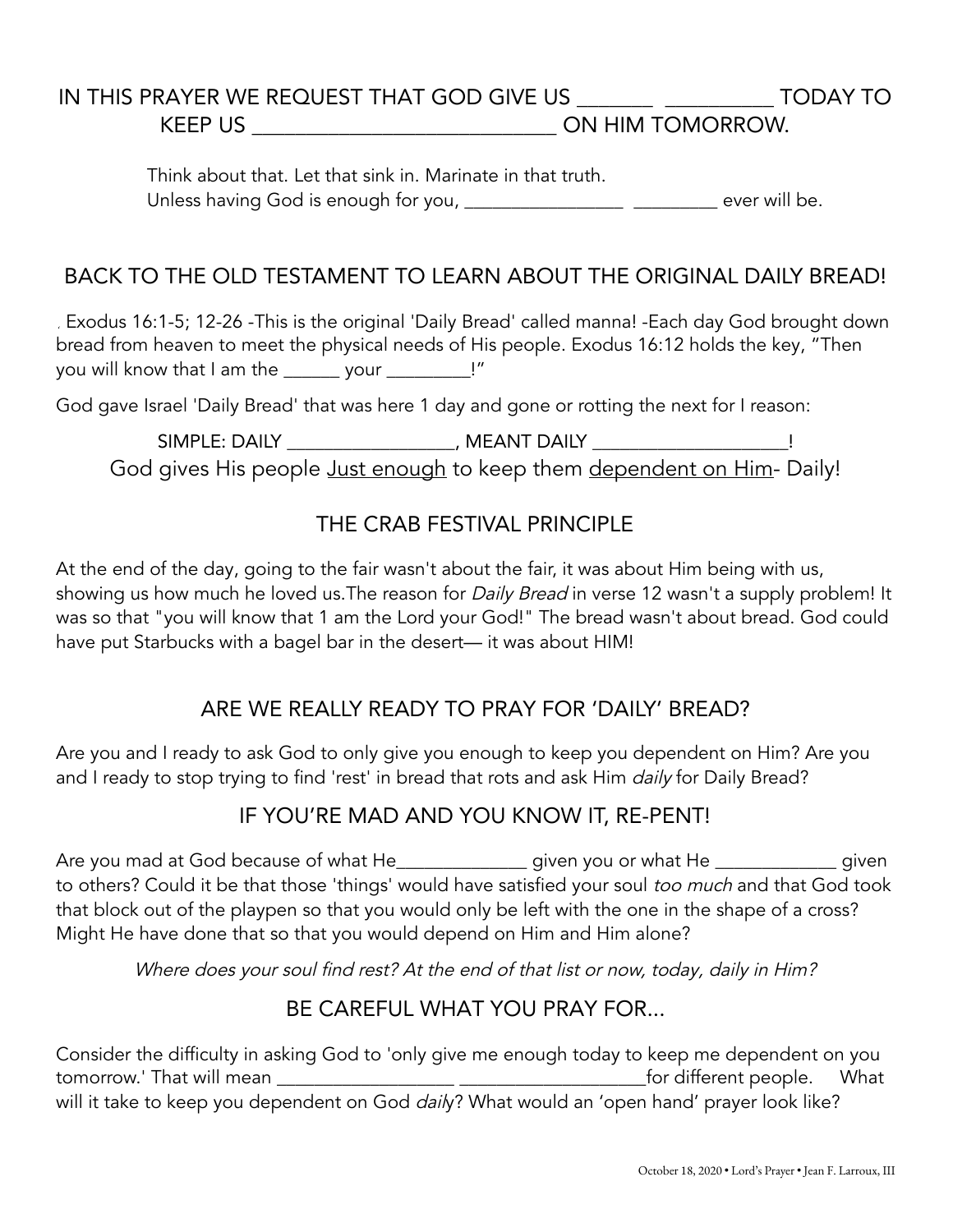## IN THIS PRAYER WE REQUEST THAT GOD GIVE US _______ __________ TODAY TO KEEP US ____________________________ ON HIM TOMORROW.

Think about that. Let that sink in. Marinate in that truth.
Unless having God is enough for you, ________________ _________ ever will be.

## BACK TO THE OLD TESTAMENT TO LEARN ABOUT THE ORIGINAL DAILY BREAD!

, Exodus 16:1-5; 12-26 -This is the original 'Daily Bread' called manna! -Each day God brought down bread from heaven to meet the physical needs of His people. Exodus 16:12 holds the key, "Then you will know that I am the ______ your _________!"

God gave Israel 'Daily Bread' that was here 1 day and gone or rotting the next for I reason:

SIMPLE: DAILY _________________, MEANT DAILY ____________________!

God gives His people <u>Just enough</u> to keep them <u>dependent on Him</u>- Daily!

## THE CRAB FESTIVAL PRINCIPLE

At the end of the day, going to the fair wasn't about the fair, it was about Him being with us, showing us how much he loved us.The reason for *Daily Bread* in verse 12 wasn't a supply problem! It was so that "you will know that 1 am the Lord your God!" The bread wasn't about bread. God could have put Starbucks with a bagel bar in the desert— it was about HIM!

## ARE WE REALLY READY TO PRAY FOR 'DAILY' BREAD?

Are you and I ready to ask God to only give you enough to keep you dependent on Him? Are you and I ready to stop trying to find 'rest' in bread that rots and ask Him *daily* for Daily Bread?

## IF YOU'RE MAD AND YOU KNOW IT, RE-PENT!

Are you mad at God because of what He______________ given you or what He _____________ given to others? Could it be that those 'things' would have satisfied your soul *too much* and that God took that block out of the playpen so that you would only be left with the one in the shape of a cross? Might He have done that so that you would depend on Him and Him alone?

*Where does your soul find rest? At the end of that list or now, today, daily in Him?*

## BE CAREFUL WHAT YOU PRAY FOR...

Consider the difficulty in asking God to 'only give me enough today to keep me dependent on you tomorrow.' That will mean __________________ ___________________for different people. What will it take to keep you dependent on God *daily*? What would an 'open hand' prayer look like?

October 18, 2020 • Lord's Prayer • Jean F. Larroux, III